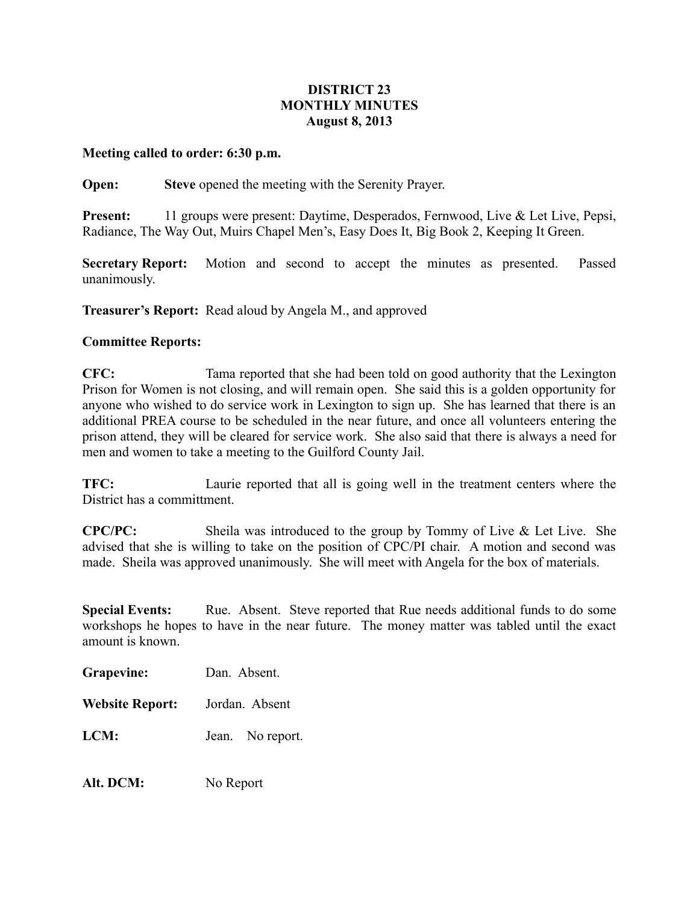# DISTRICT 23
## MONTHLY MINUTES
### August 8, 2013

**Meeting called to order: 6:30 p.m.**

**Open:** **Steve** opened the meeting with the Serenity Prayer.

**Present:** 11 groups were present: Daytime, Desperados, Fernwood, Live & Let Live, Pepsi, Radiance, The Way Out, Muirs Chapel Men's, Easy Does It, Big Book 2, Keeping It Green.

**Secretary Report:** Motion and second to accept the minutes as presented. Passed unanimously.

**Treasurer's Report:** Read aloud by Angela M., and approved

**Committee Reports:**

**CFC:** Tama reported that she had been told on good authority that the Lexington Prison for Women is not closing, and will remain open. She said this is a golden opportunity for anyone who wished to do service work in Lexington to sign up. She has learned that there is an additional PREA course to be scheduled in the near future, and once all volunteers entering the prison attend, they will be cleared for service work. She also said that there is always a need for men and women to take a meeting to the Guilford County Jail.

**TFC:** Laurie reported that all is going well in the treatment centers where the District has a committment.

**CPC/PC:** Sheila was introduced to the group by Tommy of Live & Let Live. She advised that she is willing to take on the position of CPC/PI chair. A motion and second was made. Sheila was approved unanimously. She will meet with Angela for the box of materials.

**Special Events:** Rue. Absent. Steve reported that Rue needs additional funds to do some workshops he hopes to have in the near future. The money matter was tabled until the exact amount is known.

**Grapevine:** Dan. Absent.

**Website Report:** Jordan. Absent

**LCM:** Jean. No report.

**Alt. DCM:** No Report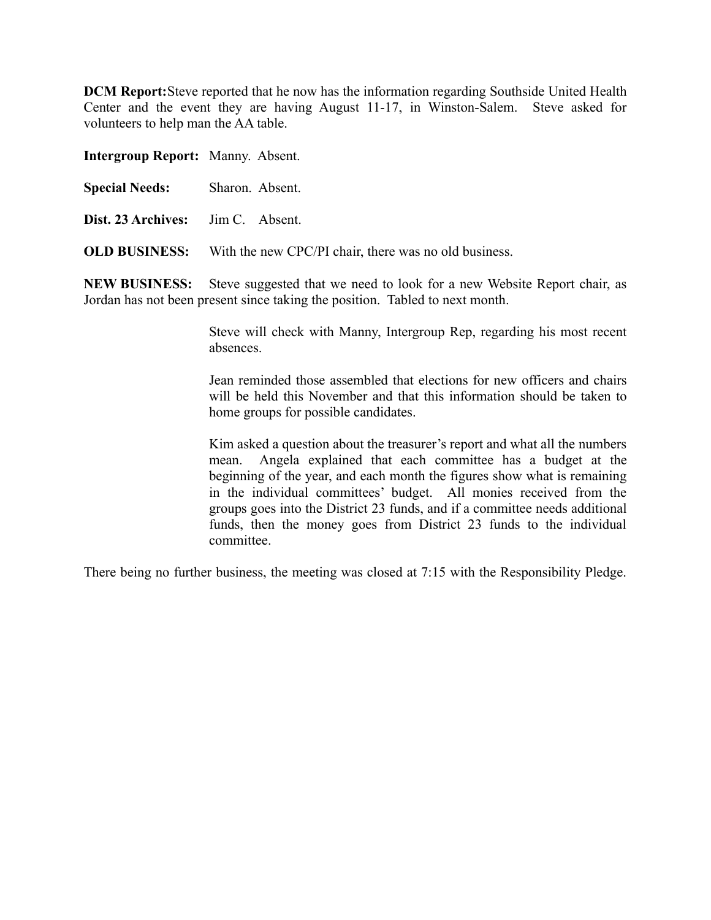**DCM Report:** Steve reported that he now has the information regarding Southside United Health Center and the event they are having August 11-17, in Winston-Salem. Steve asked for volunteers to help man the AA table.

**Intergroup Report:** Manny. Absent.

**Special Needs:** Sharon. Absent.

**Dist. 23 Archives:** Jim C. Absent.

**OLD BUSINESS:** With the new CPC/PI chair, there was no old business.

**NEW BUSINESS:** Steve suggested that we need to look for a new Website Report chair, as Jordan has not been present since taking the position. Tabled to next month.

Steve will check with Manny, Intergroup Rep, regarding his most recent absences.

Jean reminded those assembled that elections for new officers and chairs will be held this November and that this information should be taken to home groups for possible candidates.

Kim asked a question about the treasurer's report and what all the numbers mean. Angela explained that each committee has a budget at the beginning of the year, and each month the figures show what is remaining in the individual committees' budget. All monies received from the groups goes into the District 23 funds, and if a committee needs additional funds, then the money goes from District 23 funds to the individual committee.

There being no further business, the meeting was closed at 7:15 with the Responsibility Pledge.